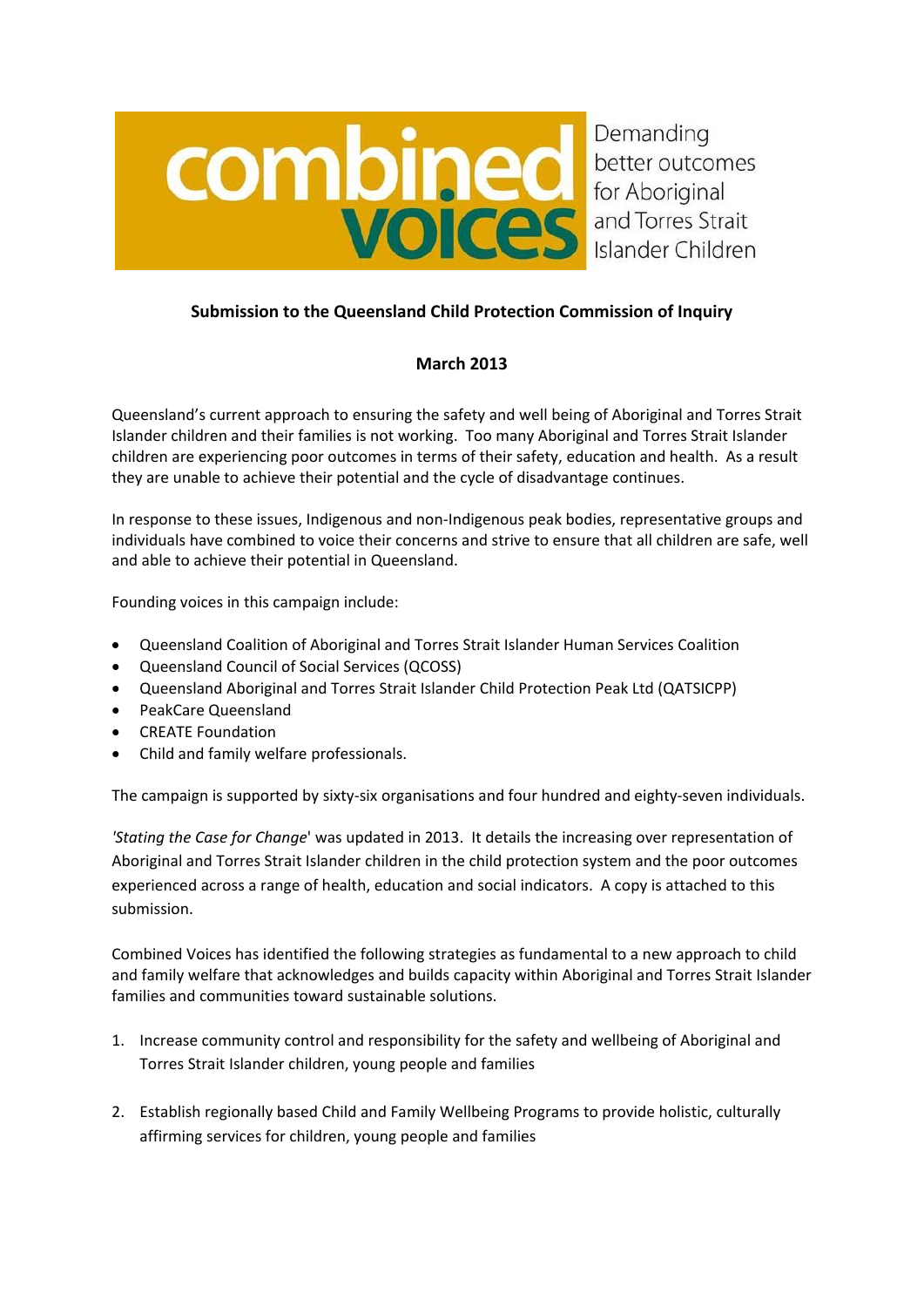combined voices

Demanding better outcomes for Aboriginal and Torres Strait Islander Children

**Submission to the Queensland Child Protection Commission of Inquiry**

**March 2013**

Queensland's current approach to ensuring the safety and well being of Aboriginal and Torres Strait Islander children and their families is not working. Too many Aboriginal and Torres Strait Islander children are experiencing poor outcomes in terms of their safety, education and health. As a result they are unable to achieve their potential and the cycle of disadvantage continues.

In response to these issues, Indigenous and non-Indigenous peak bodies, representative groups and individuals have combined to voice their concerns and strive to ensure that all children are safe, well and able to achieve their potential in Queensland.

Founding voices in this campaign include:

- Queensland Coalition of Aboriginal and Torres Strait Islander Human Services Coalition
- Queensland Council of Social Services (QCOSS)
- Queensland Aboriginal and Torres Strait Islander Child Protection Peak Ltd (QATSICPP)
- PeakCare Queensland
- CREATE Foundation
- Child and family welfare professionals.

The campaign is supported by sixty-six organisations and four hundred and eighty-seven individuals.

'*Stating the Case for Change*' was updated in 2013. It details the increasing over representation of Aboriginal and Torres Strait Islander children in the child protection system and the poor outcomes experienced across a range of health, education and social indicators. A copy is attached to this submission.

Combined Voices has identified the following strategies as fundamental to a new approach to child and family welfare that acknowledges and builds capacity within Aboriginal and Torres Strait Islander families and communities toward sustainable solutions.

1. Increase community control and responsibility for the safety and wellbeing of Aboriginal and Torres Strait Islander children, young people and families
2. Establish regionally based Child and Family Wellbeing Programs to provide holistic, culturally affirming services for children, young people and families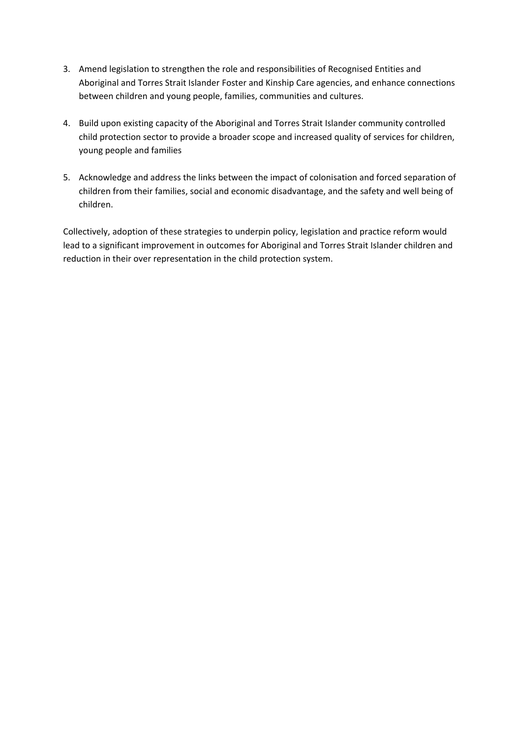3. Amend legislation to strengthen the role and responsibilities of Recognised Entities and Aboriginal and Torres Strait Islander Foster and Kinship Care agencies, and enhance connections between children and young people, families, communities and cultures.

4. Build upon existing capacity of the Aboriginal and Torres Strait Islander community controlled child protection sector to provide a broader scope and increased quality of services for children, young people and families

5. Acknowledge and address the links between the impact of colonisation and forced separation of children from their families, social and economic disadvantage, and the safety and well being of children.

Collectively, adoption of these strategies to underpin policy, legislation and practice reform would lead to a significant improvement in outcomes for Aboriginal and Torres Strait Islander children and reduction in their over representation in the child protection system.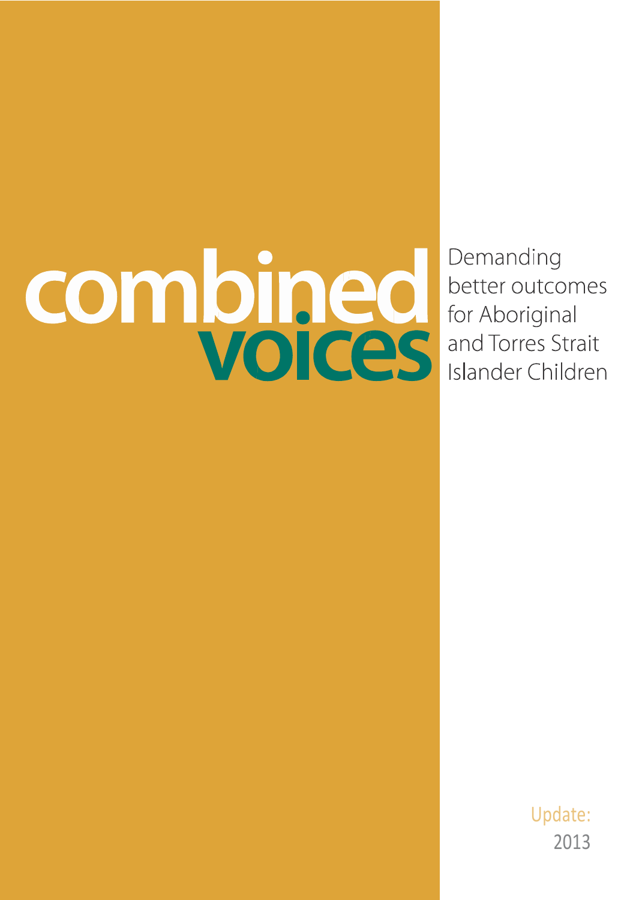# combined voices

Demanding better outcomes for Aboriginal and Torres Strait Islander Children

Update: 2013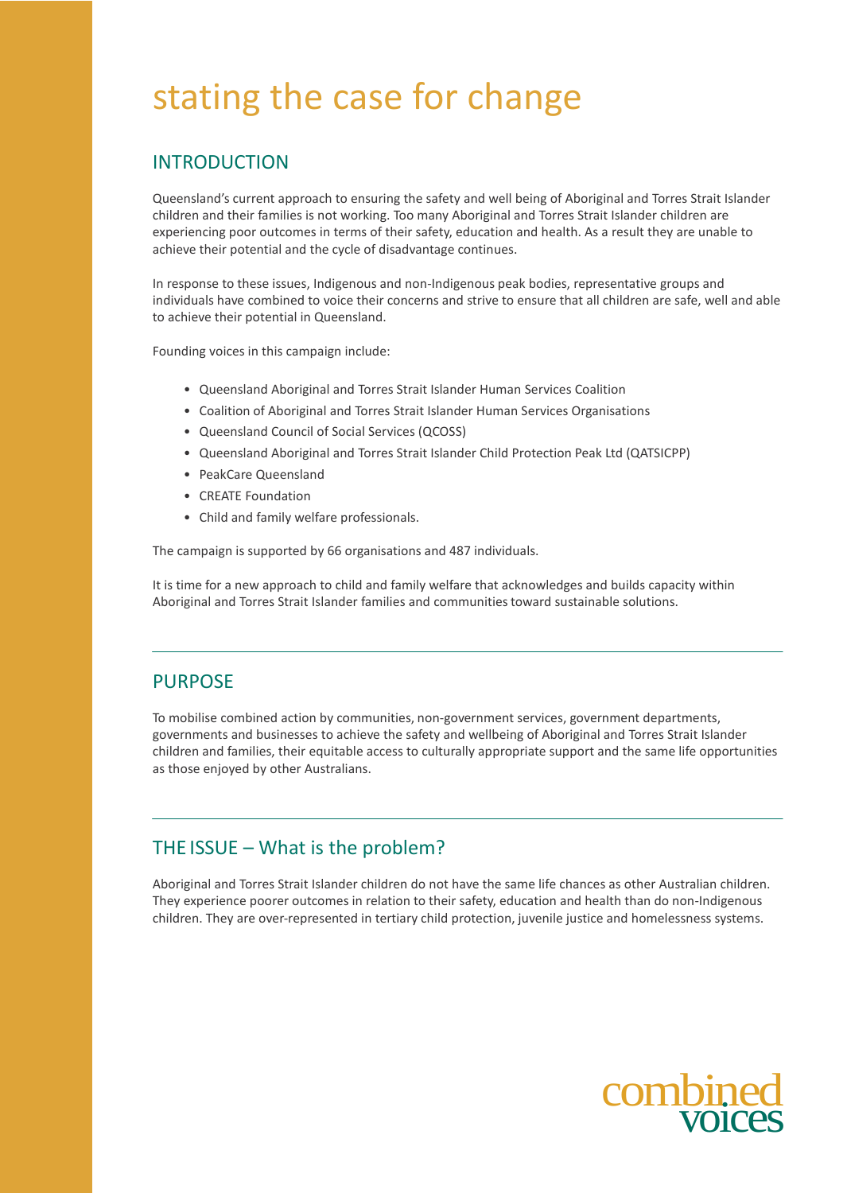# stating the case for change

## INTRODUCTION

Queensland's current approach to ensuring the safety and well being of Aboriginal and Torres Strait Islander children and their families is not working. Too many Aboriginal and Torres Strait Islander children are experiencing poor outcomes in terms of their safety, education and health. As a result they are unable to achieve their potential and the cycle of disadvantage continues.

In response to these issues, Indigenous and non-Indigenous peak bodies, representative groups and individuals have combined to voice their concerns and strive to ensure that all children are safe, well and able to achieve their potential in Queensland.

Founding voices in this campaign include:

- Queensland Aboriginal and Torres Strait Islander Human Services Coalition
- Coalition of Aboriginal and Torres Strait Islander Human Services Organisations
- Queensland Council of Social Services (QCOSS)
- Queensland Aboriginal and Torres Strait Islander Child Protection Peak Ltd (QATSICPP)
- PeakCare Queensland
- CREATE Foundation
- Child and family welfare professionals.

The campaign is supported by 66 organisations and 487 individuals.

It is time for a new approach to child and family welfare that acknowledges and builds capacity within Aboriginal and Torres Strait Islander families and communities toward sustainable solutions.

## PURPOSE

To mobilise combined action by communities, non-government services, government departments, governments and businesses to achieve the safety and wellbeing of Aboriginal and Torres Strait Islander children and families, their equitable access to culturally appropriate support and the same life opportunities as those enjoyed by other Australians.

## THE ISSUE – What is the problem?

Aboriginal and Torres Strait Islander children do not have the same life chances as other Australian children. They experience poorer outcomes in relation to their safety, education and health than do non-Indigenous children. They are over-represented in tertiary child protection, juvenile justice and homelessness systems.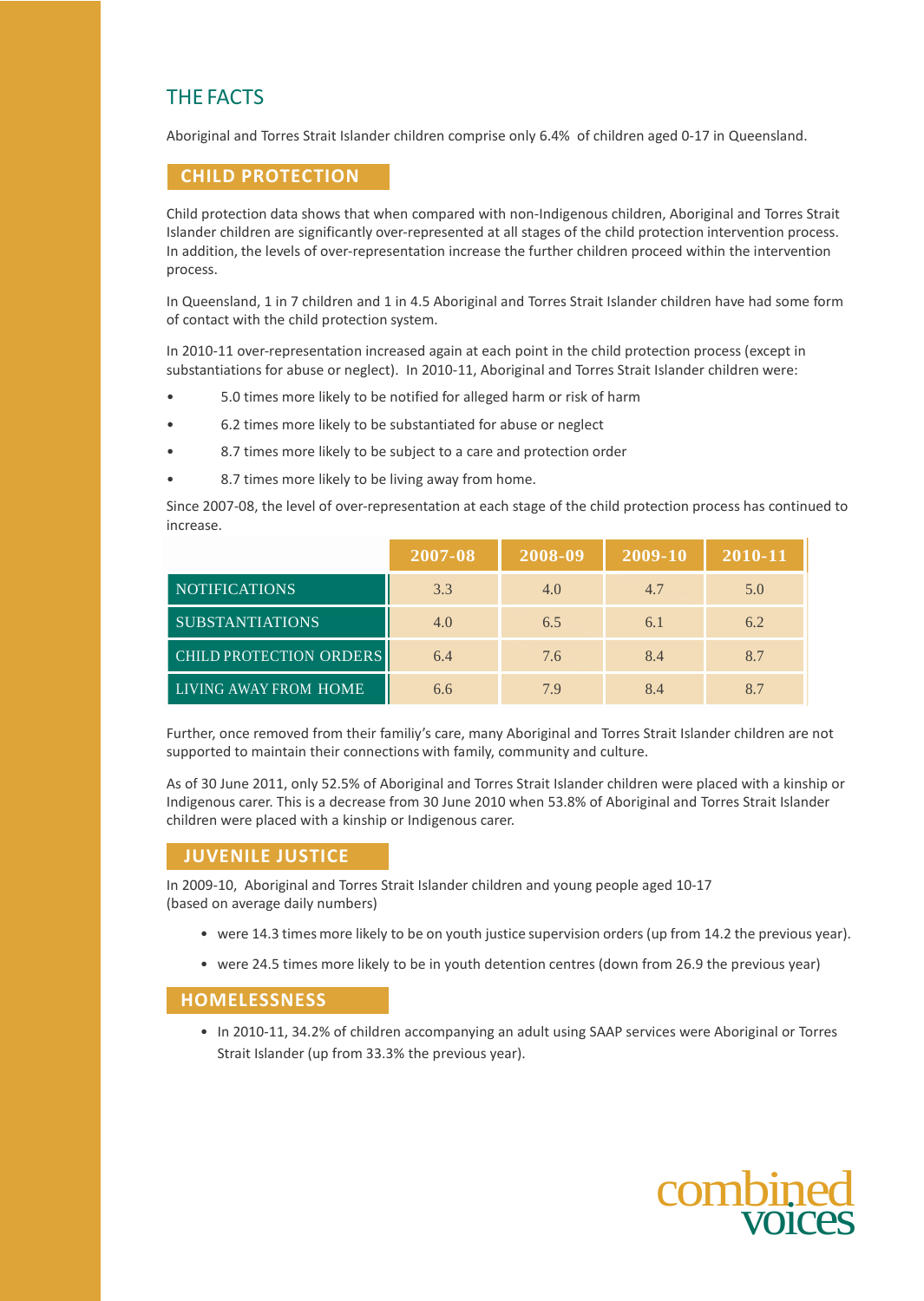# THE FACTS

Aboriginal and Torres Strait Islander children comprise only 6.4% of children aged 0-17 in Queensland.

## CHILD PROTECTION

Child protection data shows that when compared with non-Indigenous children, Aboriginal and Torres Strait Islander children are significantly over-represented at all stages of the child protection intervention process. In addition, the levels of over-representation increase the further children proceed within the intervention process.

In Queensland, 1 in 7 children and 1 in 4.5 Aboriginal and Torres Strait Islander children have had some form of contact with the child protection system.

In 2010-11 over-representation increased again at each point in the child protection process (except in substantiations for abuse or neglect). In 2010-11, Aboriginal and Torres Strait Islander children were:

- 5.0 times more likely to be notified for alleged harm or risk of harm
- 6.2 times more likely to be substantiated for abuse or neglect
- 8.7 times more likely to be subject to a care and protection order
- 8.7 times more likely to be living away from home.

Since 2007-08, the level of over-representation at each stage of the child protection process has continued to increase.

| | 2007-08 | 2008-09 | 2009-10 | 2010-11 |
|---|---|---|---|---|
| NOTIFICATIONS | 3.3 | 4.0 | 4.7 | 5.0 |
| SUBSTANTIATIONS | 4.0 | 6.5 | 6.1 | 6.2 |
| CHILD PROTECTION ORDERS | 6.4 | 7.6 | 8.4 | 8.7 |
| LIVING AWAY FROM HOME | 6.6 | 7.9 | 8.4 | 8.7 |

Further, once removed from their familiy's care, many Aboriginal and Torres Strait Islander children are not supported to maintain their connections with family, community and culture.

As of 30 June 2011, only 52.5% of Aboriginal and Torres Strait Islander children were placed with a kinship or Indigenous carer. This is a decrease from 30 June 2010 when 53.8% of Aboriginal and Torres Strait Islander children were placed with a kinship or Indigenous carer.

## JUVENILE JUSTICE

In 2009-10, Aboriginal and Torres Strait Islander children and young people aged 10-17 (based on average daily numbers)

- were 14.3 times more likely to be on youth justice supervision orders (up from 14.2 the previous year).
- were 24.5 times more likely to be in youth detention centres (down from 26.9 the previous year)

## HOMELESSNESS

- In 2010-11, 34.2% of children accompanying an adult using SAAP services were Aboriginal or Torres Strait Islander (up from 33.3% the previous year).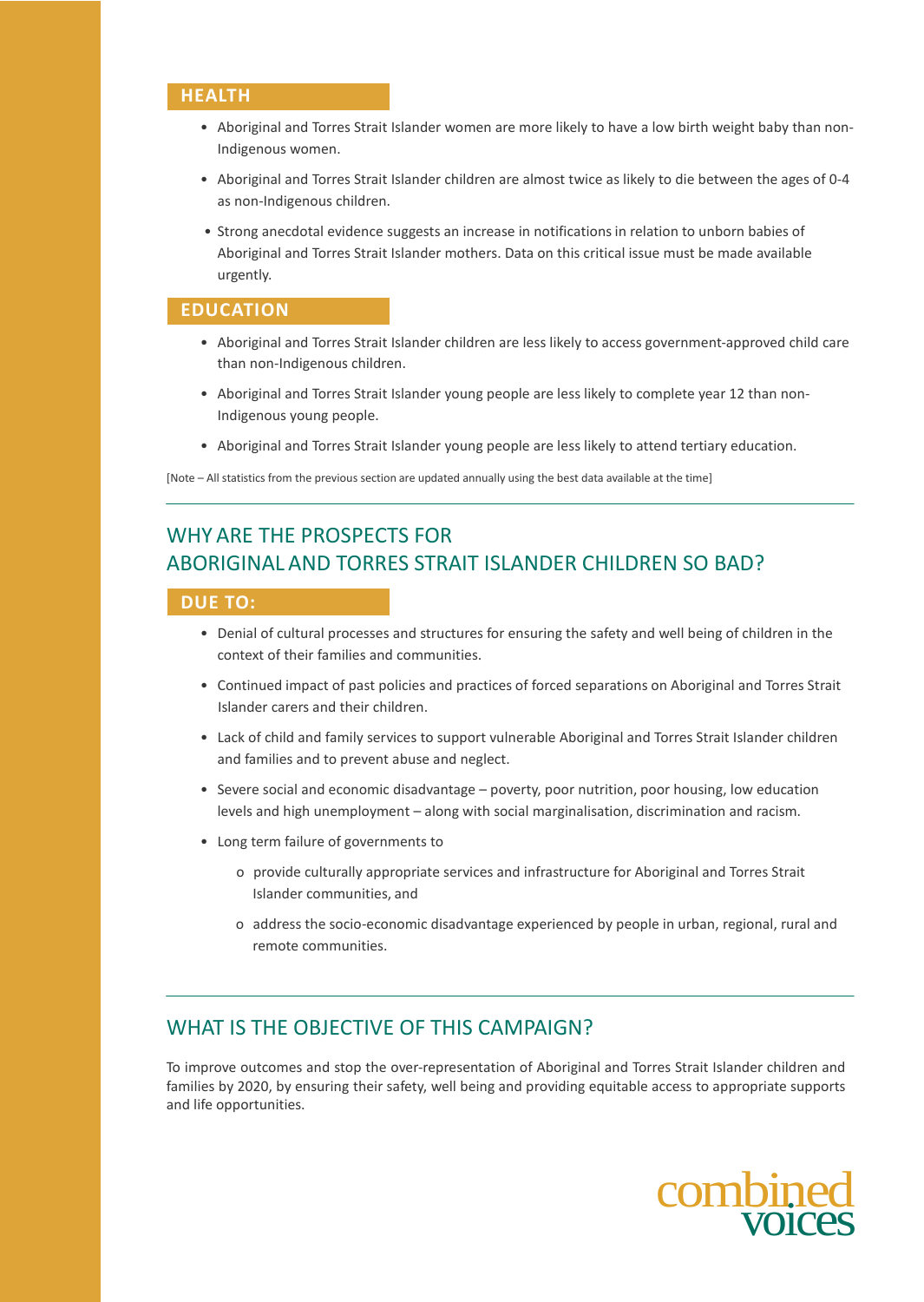### HEALTH

- Aboriginal and Torres Strait Islander women are more likely to have a low birth weight baby than non-Indigenous women.
- Aboriginal and Torres Strait Islander children are almost twice as likely to die between the ages of 0-4 as non-Indigenous children.
- Strong anecdotal evidence suggests an increase in notifications in relation to unborn babies of Aboriginal and Torres Strait Islander mothers. Data on this critical issue must be made available urgently.

### EDUCATION

- Aboriginal and Torres Strait Islander children are less likely to access government-approved child care than non-Indigenous children.
- Aboriginal and Torres Strait Islander young people are less likely to complete year 12 than non-Indigenous young people.
- Aboriginal and Torres Strait Islander young people are less likely to attend tertiary education.

[Note – All statistics from the previous section are updated annually using the best data available at the time]

---

## WHY ARE THE PROSPECTS FOR ABORIGINAL AND TORRES STRAIT ISLANDER CHILDREN SO BAD?

### DUE TO:

- Denial of cultural processes and structures for ensuring the safety and well being of children in the context of their families and communities.
- Continued impact of past policies and practices of forced separations on Aboriginal and Torres Strait Islander carers and their children.
- Lack of child and family services to support vulnerable Aboriginal and Torres Strait Islander children and families and to prevent abuse and neglect.
- Severe social and economic disadvantage – poverty, poor nutrition, poor housing, low education levels and high unemployment – along with social marginalisation, discrimination and racism.
- Long term failure of governments to
  - provide culturally appropriate services and infrastructure for Aboriginal and Torres Strait Islander communities, and
  - address the socio-economic disadvantage experienced by people in urban, regional, rural and remote communities.

---

## WHAT IS THE OBJECTIVE OF THIS CAMPAIGN?

To improve outcomes and stop the over-representation of Aboriginal and Torres Strait Islander children and families by 2020, by ensuring their safety, well being and providing equitable access to appropriate supports and life opportunities.

combined voices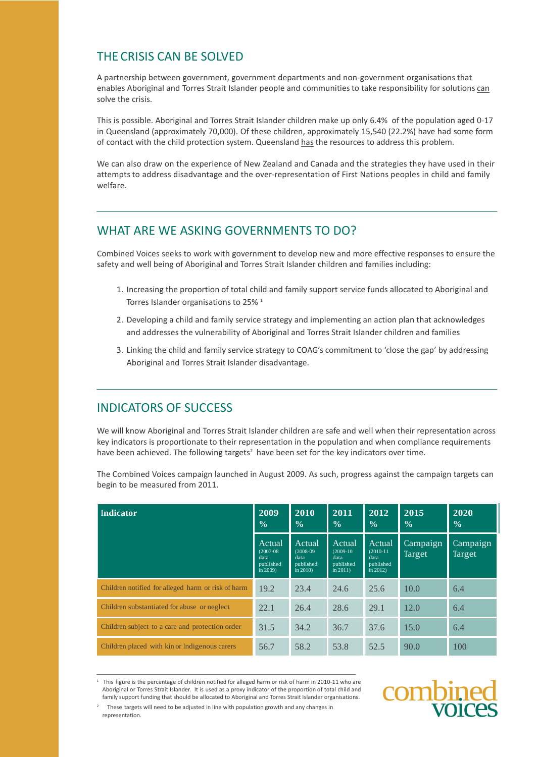## THE CRISIS CAN BE SOLVED

A partnership between government, government departments and non-government organisations that enables Aboriginal and Torres Strait Islander people and communities to take responsibility for solutions can solve the crisis.

This is possible. Aboriginal and Torres Strait Islander children make up only 6.4% of the population aged 0-17 in Queensland (approximately 70,000). Of these children, approximately 15,540 (22.2%) have had some form of contact with the child protection system. Queensland has the resources to address this problem.

We can also draw on the experience of New Zealand and Canada and the strategies they have used in their attempts to address disadvantage and the over-representation of First Nations peoples in child and family welfare.

## WHAT ARE WE ASKING GOVERNMENTS TO DO?

Combined Voices seeks to work with government to develop new and more effective responses to ensure the safety and well being of Aboriginal and Torres Strait Islander children and families including:

1. Increasing the proportion of total child and family support service funds allocated to Aboriginal and Torres Islander organisations to 25% [1]
2. Developing a child and family service strategy and implementing an action plan that acknowledges and addresses the vulnerability of Aboriginal and Torres Strait Islander children and families
3. Linking the child and family service strategy to COAG's commitment to 'close the gap' by addressing Aboriginal and Torres Strait Islander disadvantage.

## INDICATORS OF SUCCESS

We will know Aboriginal and Torres Strait Islander children are safe and well when their representation across key indicators is proportionate to their representation in the population and when compliance requirements have been achieved. The following targets[2] have been set for the key indicators over time.

The Combined Voices campaign launched in August 2009. As such, progress against the campaign targets can begin to be measured from 2011.

| Indicator | 2009 % | 2010 % | 2011 % | 2012 % | 2015 % | 2020 % |
|---|---|---|---|---|---|---|
| | Actual (2007-08 data published in 2009) | Actual (2008-09 data published in 2010) | Actual (2009-10 data published in 2011) | Actual (2010-11 data published in 2012) | Campaign Target | Campaign Target |
| Children notified for alleged harm or risk of harm | 19.2 | 23.4 | 24.6 | 25.6 | 10.0 | 6.4 |
| Children substantiated for abuse or neglect | 22.1 | 26.4 | 28.6 | 29.1 | 12.0 | 6.4 |
| Children subject to a care and protection order | 31.5 | 34.2 | 36.7 | 37.6 | 15.0 | 6.4 |
| Children placed with kin or Indigenous carers | 56.7 | 58.2 | 53.8 | 52.5 | 90.0 | 100 |

[1] This figure is the percentage of children notified for alleged harm or risk of harm in 2010-11 who are Aboriginal or Torres Strait Islander. It is used as a proxy indicator of the proportion of total child and family support funding that should be allocated to Aboriginal and Torres Strait Islander organisations.

[2] These targets will need to be adjusted in line with population growth and any changes in representation.

combined voices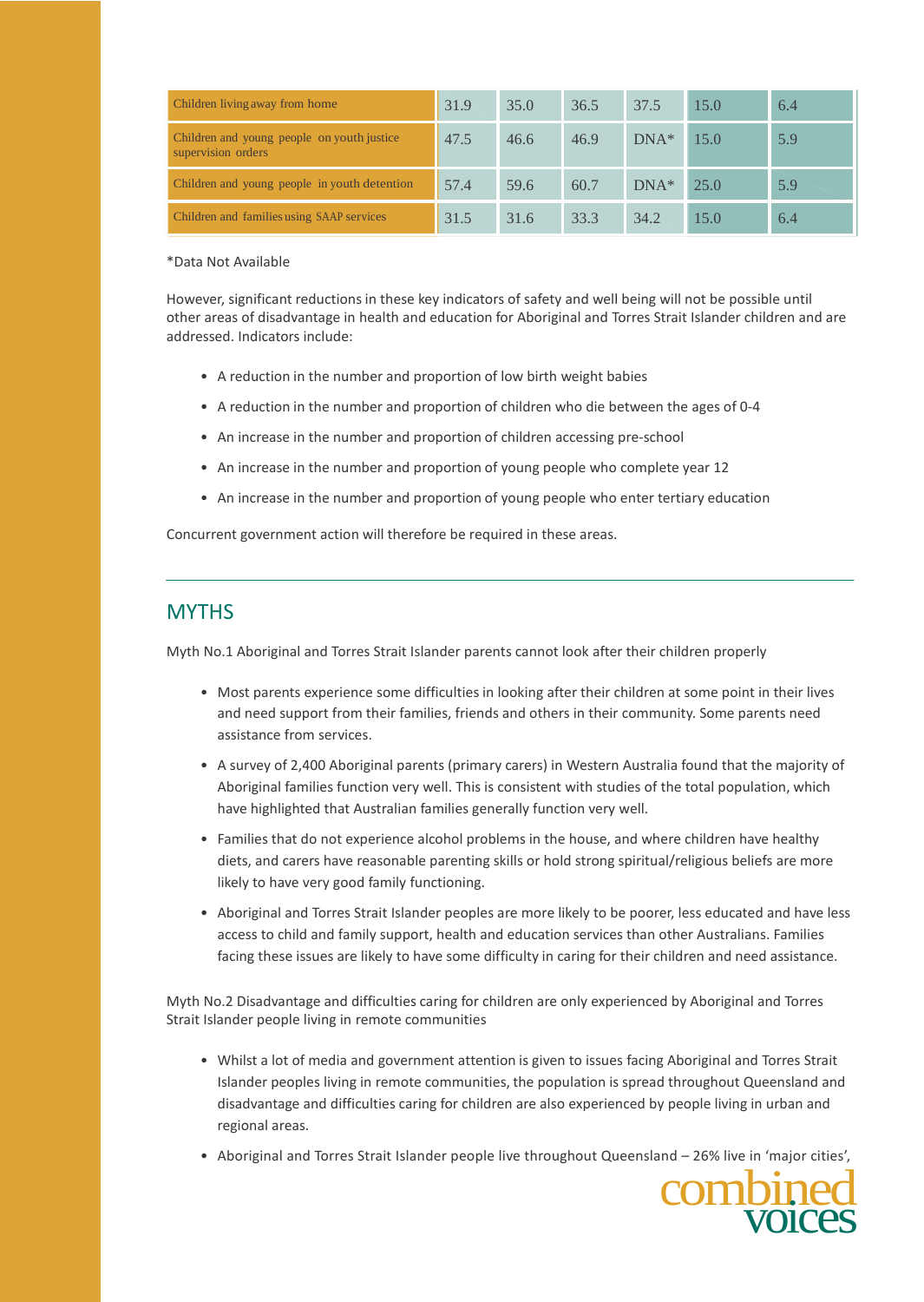| | | | | | | |
|---|---|---|---|---|---|---|
| Children living away from home | 31.9 | 35.0 | 36.5 | 37.5 | 15.0 | 6.4 |
| Children and young people on youth justice supervision orders | 47.5 | 46.6 | 46.9 | DNA* | 15.0 | 5.9 |
| Children and young people in youth detention | 57.4 | 59.6 | 60.7 | DNA* | 25.0 | 5.9 |
| Children and families using SAAP services | 31.5 | 31.6 | 33.3 | 34.2 | 15.0 | 6.4 |

*Data Not Available

However, significant reductions in these key indicators of safety and well being will not be possible until other areas of disadvantage in health and education for Aboriginal and Torres Strait Islander children and are addressed. Indicators include:

- A reduction in the number and proportion of low birth weight babies
- A reduction in the number and proportion of children who die between the ages of 0-4
- An increase in the number and proportion of children accessing pre-school
- An increase in the number and proportion of young people who complete year 12
- An increase in the number and proportion of young people who enter tertiary education

Concurrent government action will therefore be required in these areas.

## MYTHS

Myth No.1 Aboriginal and Torres Strait Islander parents cannot look after their children properly

- Most parents experience some difficulties in looking after their children at some point in their lives and need support from their families, friends and others in their community. Some parents need assistance from services.
- A survey of 2,400 Aboriginal parents (primary carers) in Western Australia found that the majority of Aboriginal families function very well. This is consistent with studies of the total population, which have highlighted that Australian families generally function very well.
- Families that do not experience alcohol problems in the house, and where children have healthy diets, and carers have reasonable parenting skills or hold strong spiritual/religious beliefs are more likely to have very good family functioning.
- Aboriginal and Torres Strait Islander peoples are more likely to be poorer, less educated and have less access to child and family support, health and education services than other Australians. Families facing these issues are likely to have some difficulty in caring for their children and need assistance.

Myth No.2 Disadvantage and difficulties caring for children are only experienced by Aboriginal and Torres Strait Islander people living in remote communities

- Whilst a lot of media and government attention is given to issues facing Aboriginal and Torres Strait Islander peoples living in remote communities, the population is spread throughout Queensland and disadvantage and difficulties caring for children are also experienced by people living in urban and regional areas.
- Aboriginal and Torres Strait Islander people live throughout Queensland – 26% live in 'major cities',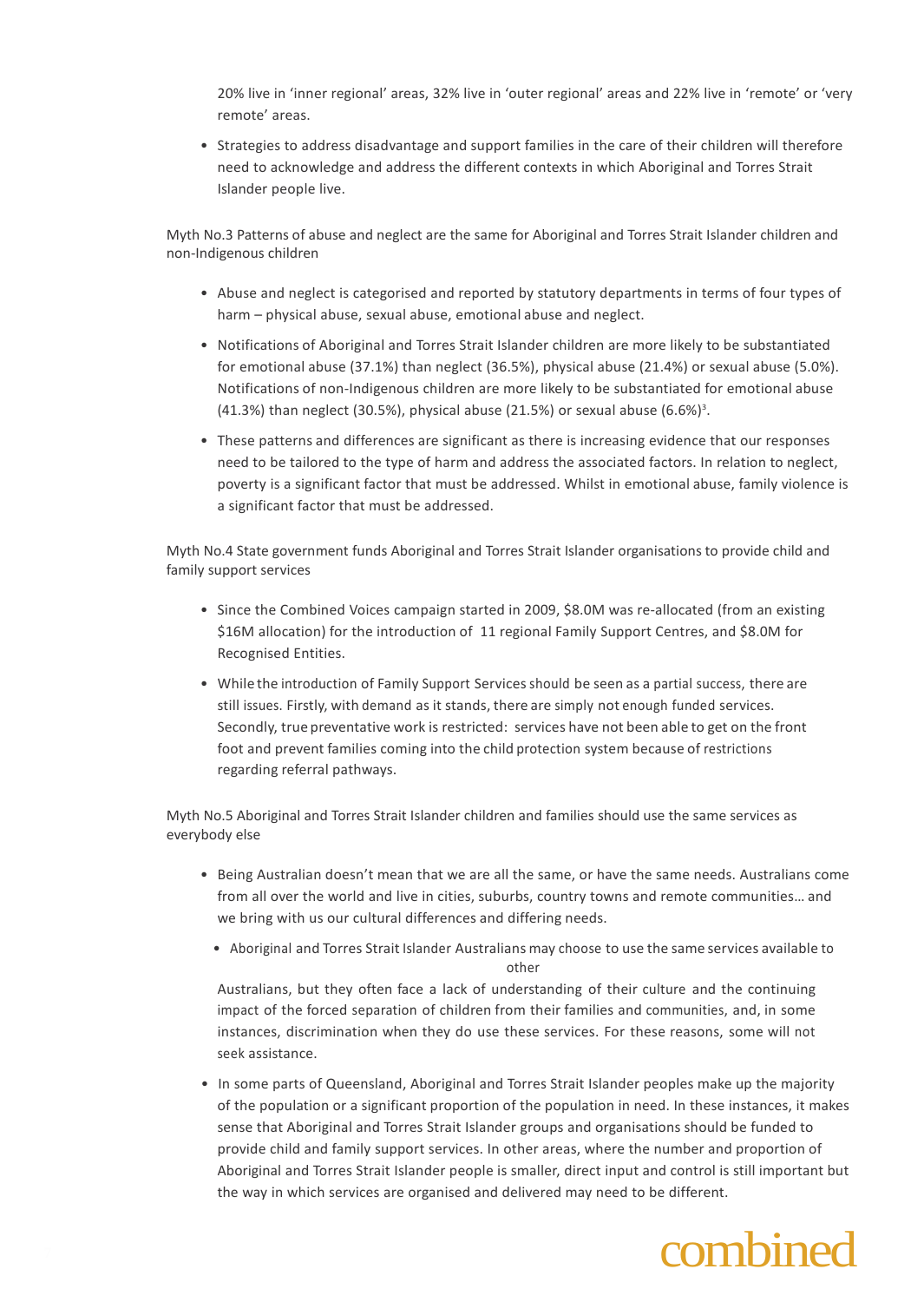20% live in 'inner regional' areas, 32% live in 'outer regional' areas and 22% live in 'remote' or 'very remote' areas.

- Strategies to address disadvantage and support families in the care of their children will therefore need to acknowledge and address the different contexts in which Aboriginal and Torres Strait Islander people live.

Myth No.3 Patterns of abuse and neglect are the same for Aboriginal and Torres Strait Islander children and non-Indigenous children

- Abuse and neglect is categorised and reported by statutory departments in terms of four types of harm – physical abuse, sexual abuse, emotional abuse and neglect.
- Notifications of Aboriginal and Torres Strait Islander children are more likely to be substantiated for emotional abuse (37.1%) than neglect (36.5%), physical abuse (21.4%) or sexual abuse (5.0%). Notifications of non-Indigenous children are more likely to be substantiated for emotional abuse (41.3%) than neglect (30.5%), physical abuse (21.5%) or sexual abuse (6.6%)[3].
- These patterns and differences are significant as there is increasing evidence that our responses need to be tailored to the type of harm and address the associated factors. In relation to neglect, poverty is a significant factor that must be addressed. Whilst in emotional abuse, family violence is a significant factor that must be addressed.

Myth No.4 State government funds Aboriginal and Torres Strait Islander organisations to provide child and family support services

- Since the Combined Voices campaign started in 2009, $8.0M was re-allocated (from an existing $16M allocation) for the introduction of 11 regional Family Support Centres, and $8.0M for Recognised Entities.
- While the introduction of Family Support Services should be seen as a partial success, there are still issues. Firstly, with demand as it stands, there are simply not enough funded services. Secondly, true preventative work is restricted: services have not been able to get on the front foot and prevent families coming into the child protection system because of restrictions regarding referral pathways.

Myth No.5 Aboriginal and Torres Strait Islander children and families should use the same services as everybody else

- Being Australian doesn't mean that we are all the same, or have the same needs. Australians come from all over the world and live in cities, suburbs, country towns and remote communities… and we bring with us our cultural differences and differing needs.
- Aboriginal and Torres Strait Islander Australians may choose to use the same services available to other Australians, but they often face a lack of understanding of their culture and the continuing impact of the forced separation of children from their families and communities, and, in some instances, discrimination when they do use these services. For these reasons, some will not seek assistance.
- In some parts of Queensland, Aboriginal and Torres Strait Islander peoples make up the majority of the population or a significant proportion of the population in need. In these instances, it makes sense that Aboriginal and Torres Strait Islander groups and organisations should be funded to provide child and family support services. In other areas, where the number and proportion of Aboriginal and Torres Strait Islander people is smaller, direct input and control is still important but the way in which services are organised and delivered may need to be different.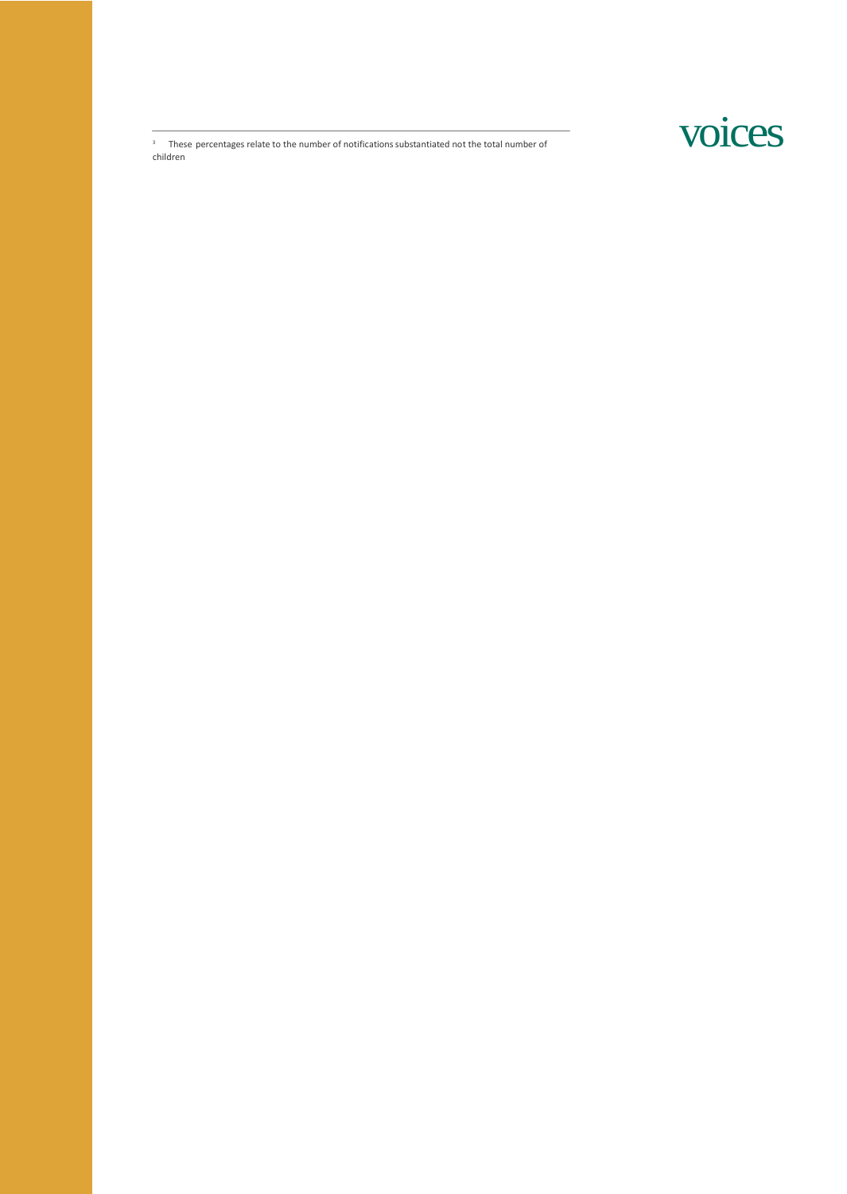[3] These percentages relate to the number of notifications substantiated not the total number of children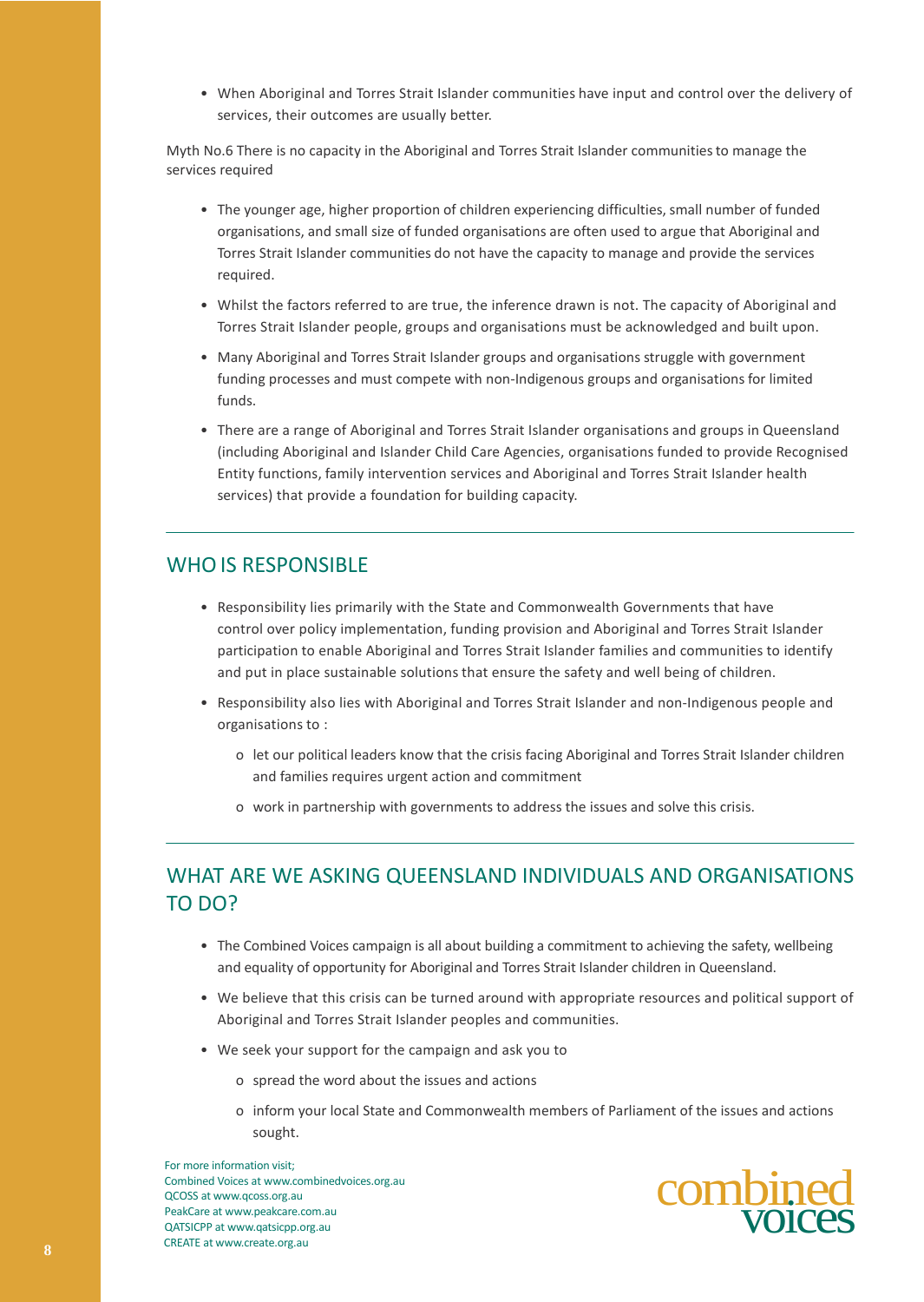- When Aboriginal and Torres Strait Islander communities have input and control over the delivery of services, their outcomes are usually better.

Myth No.6 There is no capacity in the Aboriginal and Torres Strait Islander communities to manage the services required

- The younger age, higher proportion of children experiencing difficulties, small number of funded organisations, and small size of funded organisations are often used to argue that Aboriginal and Torres Strait Islander communities do not have the capacity to manage and provide the services required.
- Whilst the factors referred to are true, the inference drawn is not. The capacity of Aboriginal and Torres Strait Islander people, groups and organisations must be acknowledged and built upon.
- Many Aboriginal and Torres Strait Islander groups and organisations struggle with government funding processes and must compete with non-Indigenous groups and organisations for limited funds.
- There are a range of Aboriginal and Torres Strait Islander organisations and groups in Queensland (including Aboriginal and Islander Child Care Agencies, organisations funded to provide Recognised Entity functions, family intervention services and Aboriginal and Torres Strait Islander health services) that provide a foundation for building capacity.

## WHO IS RESPONSIBLE

- Responsibility lies primarily with the State and Commonwealth Governments that have control over policy implementation, funding provision and Aboriginal and Torres Strait Islander participation to enable Aboriginal and Torres Strait Islander families and communities to identify and put in place sustainable solutions that ensure the safety and well being of children.
- Responsibility also lies with Aboriginal and Torres Strait Islander and non-Indigenous people and organisations to :
  - let our political leaders know that the crisis facing Aboriginal and Torres Strait Islander children and families requires urgent action and commitment
  - work in partnership with governments to address the issues and solve this crisis.

## WHAT ARE WE ASKING QUEENSLAND INDIVIDUALS AND ORGANISATIONS TO DO?

- The Combined Voices campaign is all about building a commitment to achieving the safety, wellbeing and equality of opportunity for Aboriginal and Torres Strait Islander children in Queensland.
- We believe that this crisis can be turned around with appropriate resources and political support of Aboriginal and Torres Strait Islander peoples and communities.
- We seek your support for the campaign and ask you to
  - spread the word about the issues and actions
  - inform your local State and Commonwealth members of Parliament of the issues and actions sought.

For more information visit;
Combined Voices at www.combinedvoices.org.au
QCOSS at www.qcoss.org.au
PeakCare at www.peakcare.com.au
QATSICPP at www.qatsicpp.org.au
CREATE at www.create.org.au

combined voices